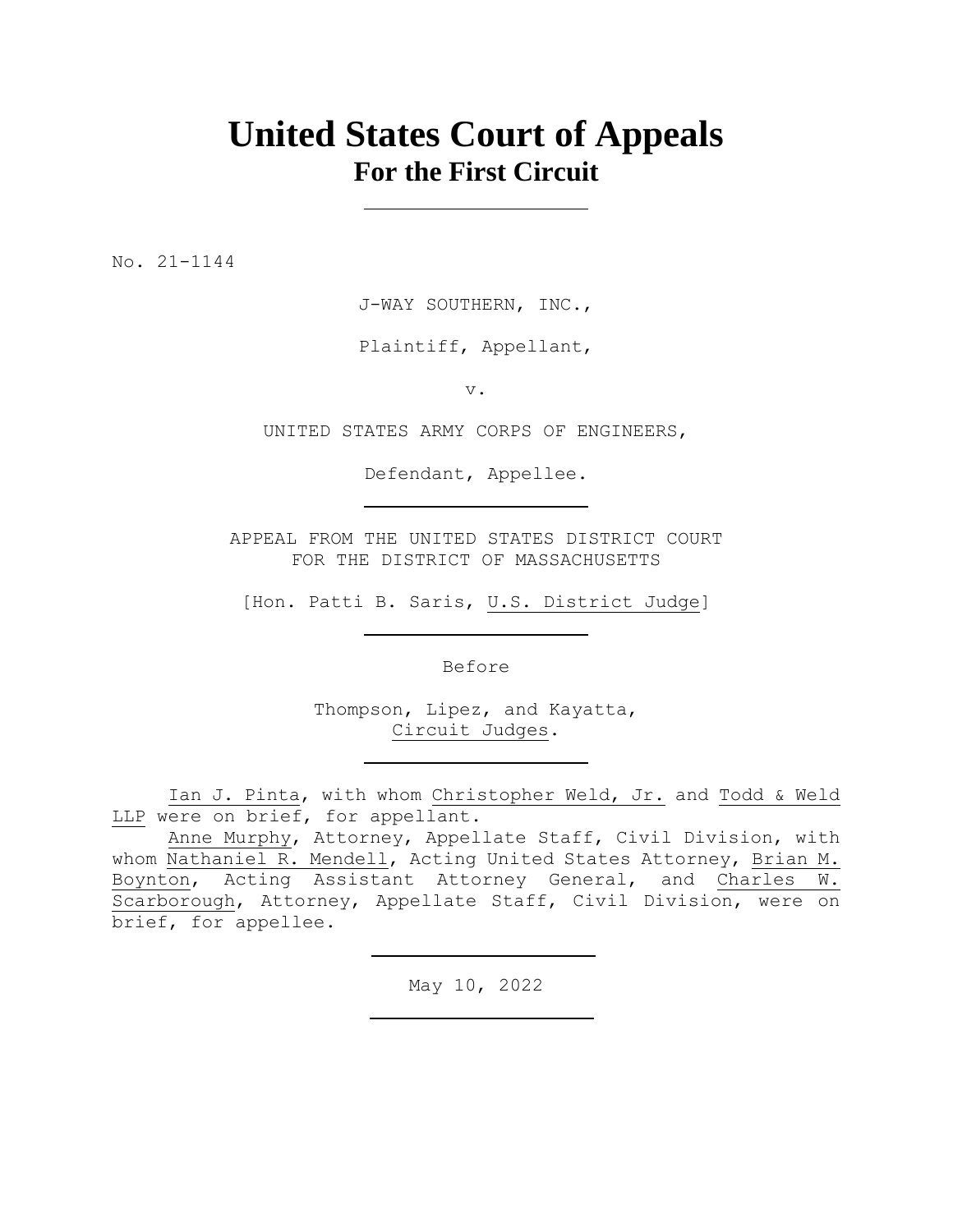# United States Court of Appeals
## For the First Circuit

No. 21-1144

J-WAY SOUTHERN, INC.,

Plaintiff, Appellant,

v.

UNITED STATES ARMY CORPS OF ENGINEERS,

Defendant, Appellee.

APPEAL FROM THE UNITED STATES DISTRICT COURT
FOR THE DISTRICT OF MASSACHUSETTS

[Hon. Patti B. Saris, U.S. District Judge]

Before

Thompson, Lipez, and Kayatta,
Circuit Judges.

Ian J. Pinta, with whom Christopher Weld, Jr. and Todd & Weld LLP were on brief, for appellant.

Anne Murphy, Attorney, Appellate Staff, Civil Division, with whom Nathaniel R. Mendell, Acting United States Attorney, Brian M. Boynton, Acting Assistant Attorney General, and Charles W. Scarborough, Attorney, Appellate Staff, Civil Division, were on brief, for appellee.

May 10, 2022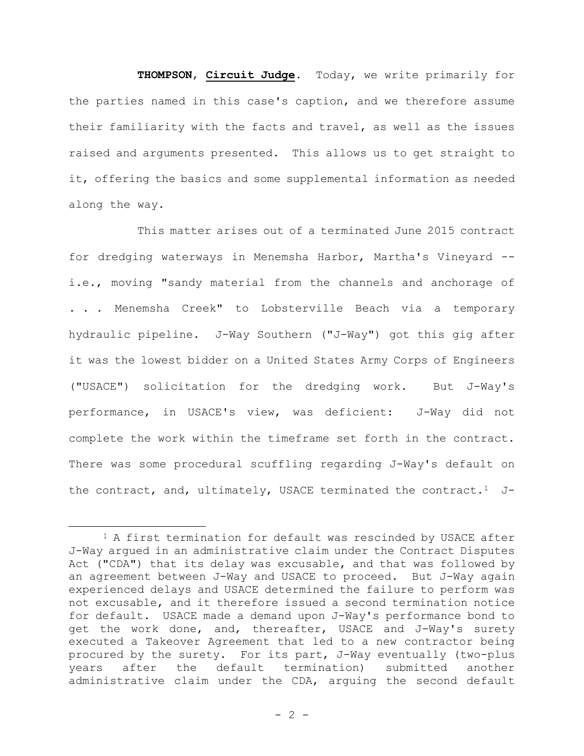**THOMPSON**, **Circuit Judge**. Today, we write primarily for the parties named in this case's caption, and we therefore assume their familiarity with the facts and travel, as well as the issues raised and arguments presented. This allows us to get straight to it, offering the basics and some supplemental information as needed along the way.

This matter arises out of a terminated June 2015 contract for dredging waterways in Menemsha Harbor, Martha's Vineyard -- i.e., moving "sandy material from the channels and anchorage of . . . Menemsha Creek" to Lobsterville Beach via a temporary hydraulic pipeline. J-Way Southern ("J-Way") got this gig after it was the lowest bidder on a United States Army Corps of Engineers ("USACE") solicitation for the dredging work. But J-Way's performance, in USACE's view, was deficient: J-Way did not complete the work within the timeframe set forth in the contract. There was some procedural scuffling regarding J-Way's default on the contract, and, ultimately, USACE terminated the contract.[1] J-

[1] A first termination for default was rescinded by USACE after J-Way argued in an administrative claim under the Contract Disputes Act ("CDA") that its delay was excusable, and that was followed by an agreement between J-Way and USACE to proceed. But J-Way again experienced delays and USACE determined the failure to perform was not excusable, and it therefore issued a second termination notice for default. USACE made a demand upon J-Way's performance bond to get the work done, and, thereafter, USACE and J-Way's surety executed a Takeover Agreement that led to a new contractor being procured by the surety. For its part, J-Way eventually (two-plus years after the default termination) submitted another administrative claim under the CDA, arguing the second default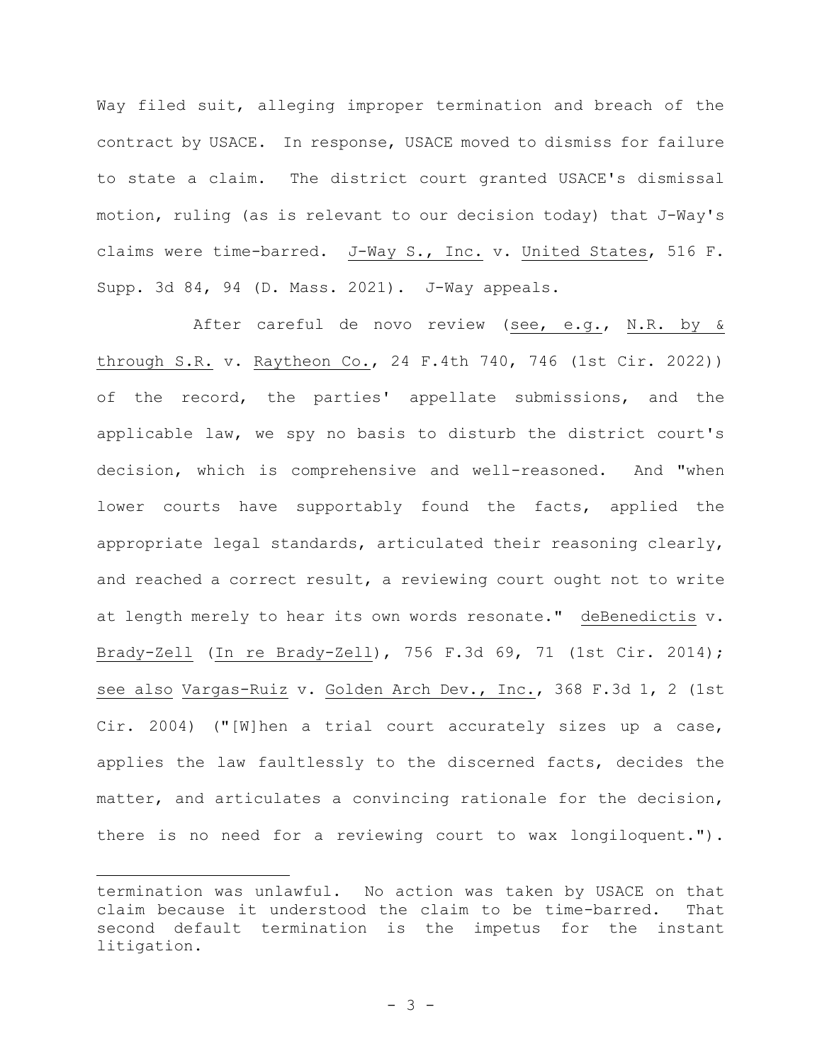Way filed suit, alleging improper termination and breach of the contract by USACE. In response, USACE moved to dismiss for failure to state a claim. The district court granted USACE's dismissal motion, ruling (as is relevant to our decision today) that J-Way's claims were time-barred. J-Way S., Inc. v. United States, 516 F. Supp. 3d 84, 94 (D. Mass. 2021). J-Way appeals.

After careful de novo review (see, e.g., N.R. by & through S.R. v. Raytheon Co., 24 F.4th 740, 746 (1st Cir. 2022)) of the record, the parties' appellate submissions, and the applicable law, we spy no basis to disturb the district court's decision, which is comprehensive and well-reasoned. And "when lower courts have supportably found the facts, applied the appropriate legal standards, articulated their reasoning clearly, and reached a correct result, a reviewing court ought not to write at length merely to hear its own words resonate." deBenedictis v. Brady-Zell (In re Brady-Zell), 756 F.3d 69, 71 (1st Cir. 2014); see also Vargas-Ruiz v. Golden Arch Dev., Inc., 368 F.3d 1, 2 (1st Cir. 2004) ("[W]hen a trial court accurately sizes up a case, applies the law faultlessly to the discerned facts, decides the matter, and articulates a convincing rationale for the decision, there is no need for a reviewing court to wax longiloquent.").

---

termination was unlawful. No action was taken by USACE on that claim because it understood the claim to be time-barred. That second default termination is the impetus for the instant litigation.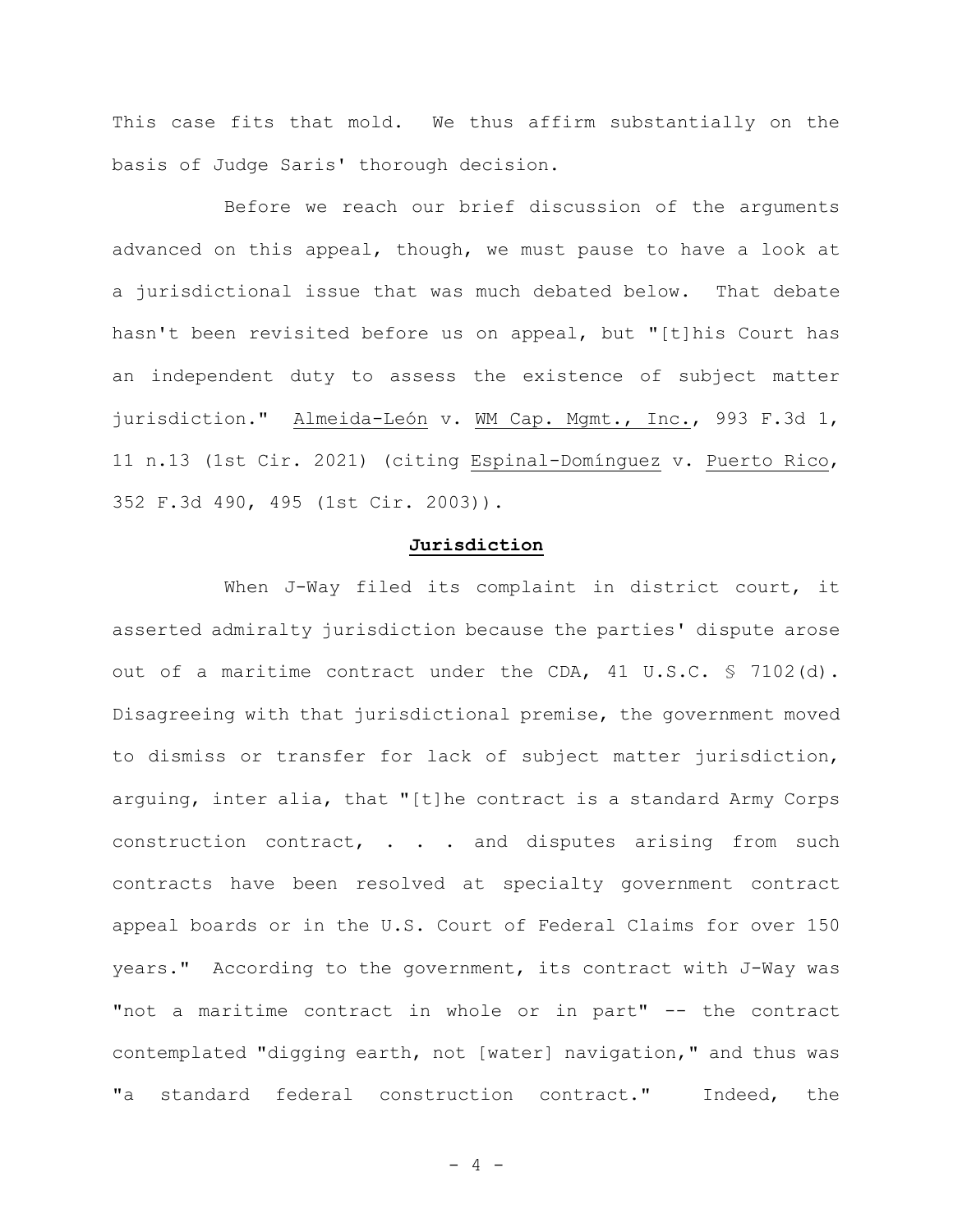This case fits that mold. We thus affirm substantially on the basis of Judge Saris' thorough decision.

Before we reach our brief discussion of the arguments advanced on this appeal, though, we must pause to have a look at a jurisdictional issue that was much debated below. That debate hasn't been revisited before us on appeal, but "[t]his Court has an independent duty to assess the existence of subject matter jurisdiction." Almeida-León v. WM Cap. Mgmt., Inc., 993 F.3d 1, 11 n.13 (1st Cir. 2021) (citing Espinal-Domínguez v. Puerto Rico, 352 F.3d 490, 495 (1st Cir. 2003)).

## **Jurisdiction**

When J-Way filed its complaint in district court, it asserted admiralty jurisdiction because the parties' dispute arose out of a maritime contract under the CDA, 41 U.S.C. § 7102(d). Disagreeing with that jurisdictional premise, the government moved to dismiss or transfer for lack of subject matter jurisdiction, arguing, inter alia, that "[t]he contract is a standard Army Corps construction contract, . . . and disputes arising from such contracts have been resolved at specialty government contract appeal boards or in the U.S. Court of Federal Claims for over 150 years." According to the government, its contract with J-Way was "not a maritime contract in whole or in part" -- the contract contemplated "digging earth, not [water] navigation," and thus was "a standard federal construction contract." Indeed, the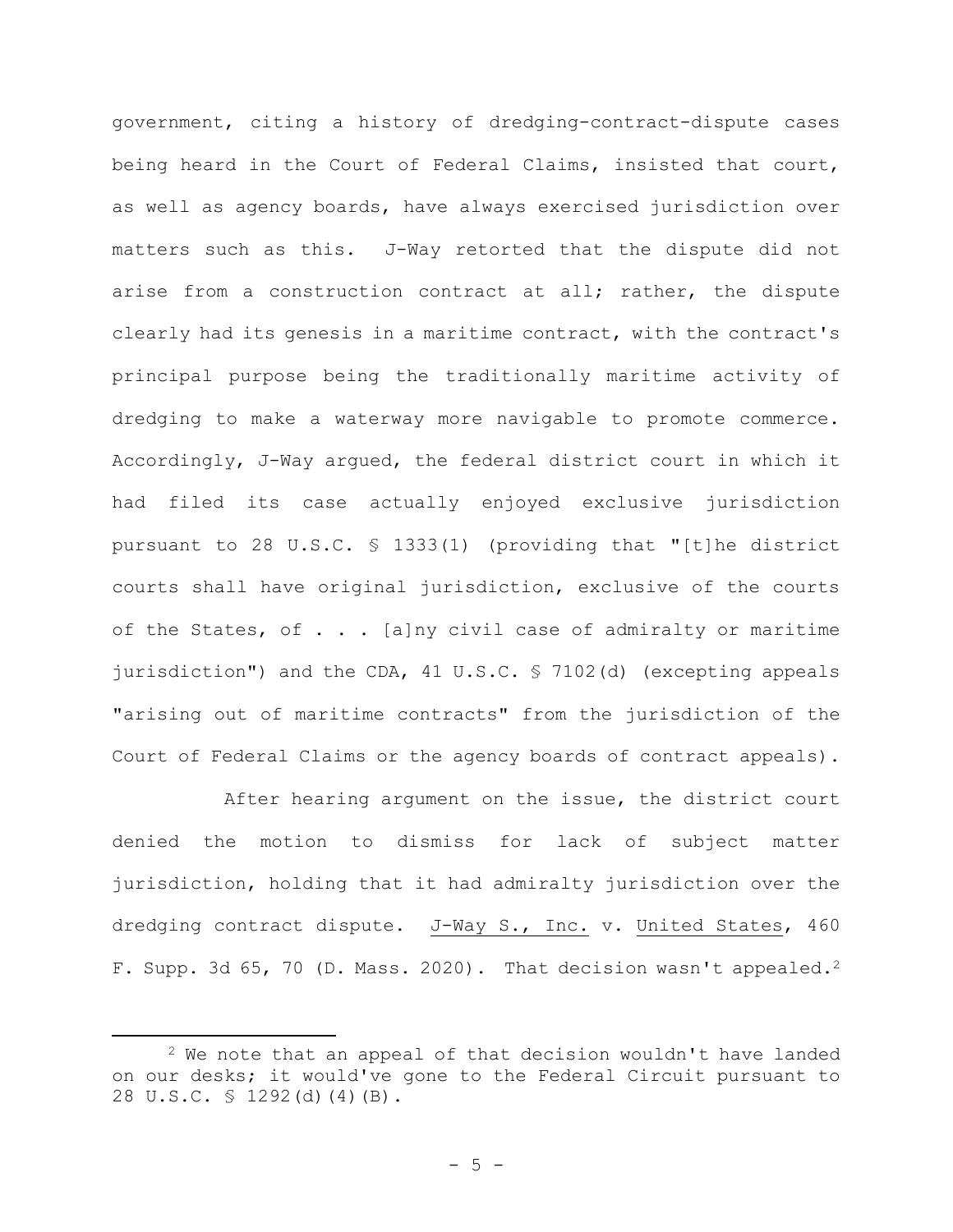government, citing a history of dredging-contract-dispute cases being heard in the Court of Federal Claims, insisted that court, as well as agency boards, have always exercised jurisdiction over matters such as this. J-Way retorted that the dispute did not arise from a construction contract at all; rather, the dispute clearly had its genesis in a maritime contract, with the contract's principal purpose being the traditionally maritime activity of dredging to make a waterway more navigable to promote commerce. Accordingly, J-Way argued, the federal district court in which it had filed its case actually enjoyed exclusive jurisdiction pursuant to 28 U.S.C. § 1333(1) (providing that "[t]he district courts shall have original jurisdiction, exclusive of the courts of the States, of . . . [a]ny civil case of admiralty or maritime jurisdiction") and the CDA, 41 U.S.C. § 7102(d) (excepting appeals "arising out of maritime contracts" from the jurisdiction of the Court of Federal Claims or the agency boards of contract appeals).

After hearing argument on the issue, the district court denied the motion to dismiss for lack of subject matter jurisdiction, holding that it had admiralty jurisdiction over the dredging contract dispute. J-Way S., Inc. v. United States, 460 F. Supp. 3d 65, 70 (D. Mass. 2020). That decision wasn't appealed.[2]

[2] We note that an appeal of that decision wouldn't have landed on our desks; it would've gone to the Federal Circuit pursuant to 28 U.S.C. § 1292(d)(4)(B).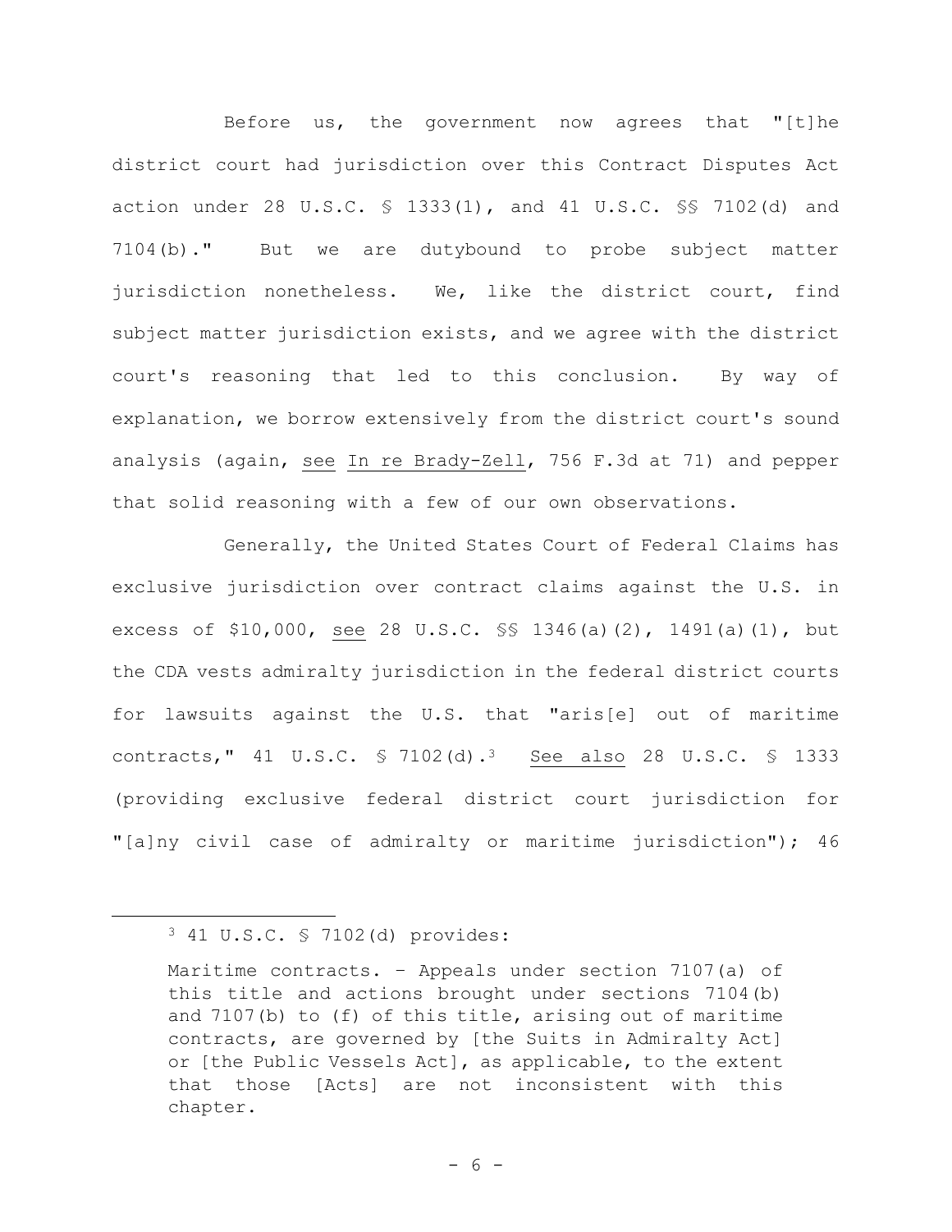Before us, the government now agrees that "[t]he district court had jurisdiction over this Contract Disputes Act action under 28 U.S.C. § 1333(1), and 41 U.S.C. §§ 7102(d) and 7104(b)." But we are dutybound to probe subject matter jurisdiction nonetheless. We, like the district court, find subject matter jurisdiction exists, and we agree with the district court's reasoning that led to this conclusion. By way of explanation, we borrow extensively from the district court's sound analysis (again, see In re Brady-Zell, 756 F.3d at 71) and pepper that solid reasoning with a few of our own observations.

Generally, the United States Court of Federal Claims has exclusive jurisdiction over contract claims against the U.S. in excess of $10,000, see 28 U.S.C. §§ 1346(a)(2), 1491(a)(1), but the CDA vests admiralty jurisdiction in the federal district courts for lawsuits against the U.S. that "aris[e] out of maritime contracts," 41 U.S.C. § 7102(d).[3] See also 28 U.S.C. § 1333 (providing exclusive federal district court jurisdiction for "[a]ny civil case of admiralty or maritime jurisdiction"); 46

---

[3] 41 U.S.C. § 7102(d) provides:

> Maritime contracts. – Appeals under section 7107(a) of this title and actions brought under sections 7104(b) and 7107(b) to (f) of this title, arising out of maritime contracts, are governed by [the Suits in Admiralty Act] or [the Public Vessels Act], as applicable, to the extent that those [Acts] are not inconsistent with this chapter.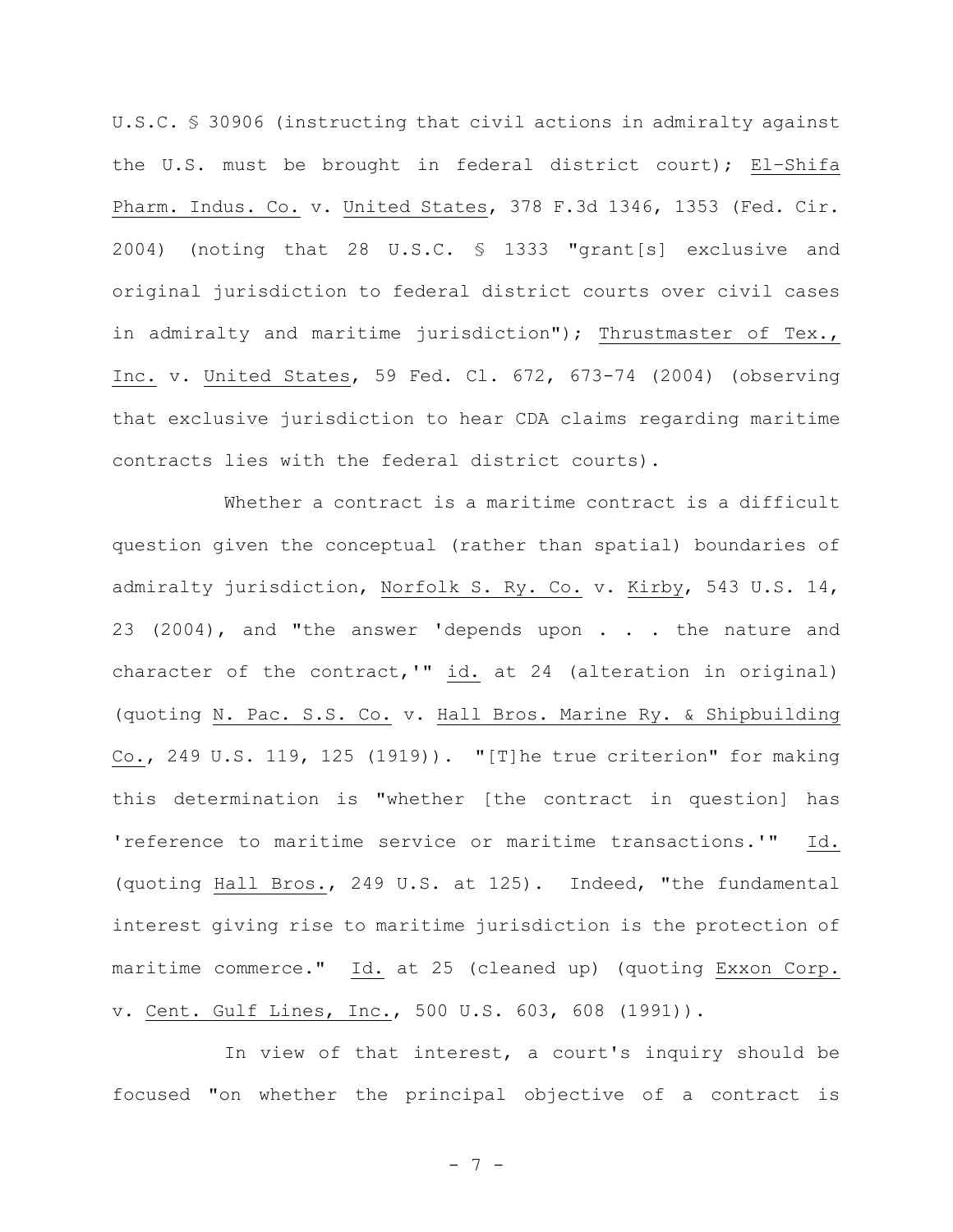U.S.C. § 30906 (instructing that civil actions in admiralty against the U.S. must be brought in federal district court); El-Shifa Pharm. Indus. Co. v. United States, 378 F.3d 1346, 1353 (Fed. Cir. 2004) (noting that 28 U.S.C. § 1333 "grant[s] exclusive and original jurisdiction to federal district courts over civil cases in admiralty and maritime jurisdiction"); Thrustmaster of Tex., Inc. v. United States, 59 Fed. Cl. 672, 673-74 (2004) (observing that exclusive jurisdiction to hear CDA claims regarding maritime contracts lies with the federal district courts).

Whether a contract is a maritime contract is a difficult question given the conceptual (rather than spatial) boundaries of admiralty jurisdiction, Norfolk S. Ry. Co. v. Kirby, 543 U.S. 14, 23 (2004), and "the answer 'depends upon . . . the nature and character of the contract,'" id. at 24 (alteration in original) (quoting N. Pac. S.S. Co. v. Hall Bros. Marine Ry. & Shipbuilding Co., 249 U.S. 119, 125 (1919)). "[T]he true criterion" for making this determination is "whether [the contract in question] has 'reference to maritime service or maritime transactions.'" Id. (quoting Hall Bros., 249 U.S. at 125). Indeed, "the fundamental interest giving rise to maritime jurisdiction is the protection of maritime commerce." Id. at 25 (cleaned up) (quoting Exxon Corp. v. Cent. Gulf Lines, Inc., 500 U.S. 603, 608 (1991)).

In view of that interest, a court's inquiry should be focused "on whether the principal objective of a contract is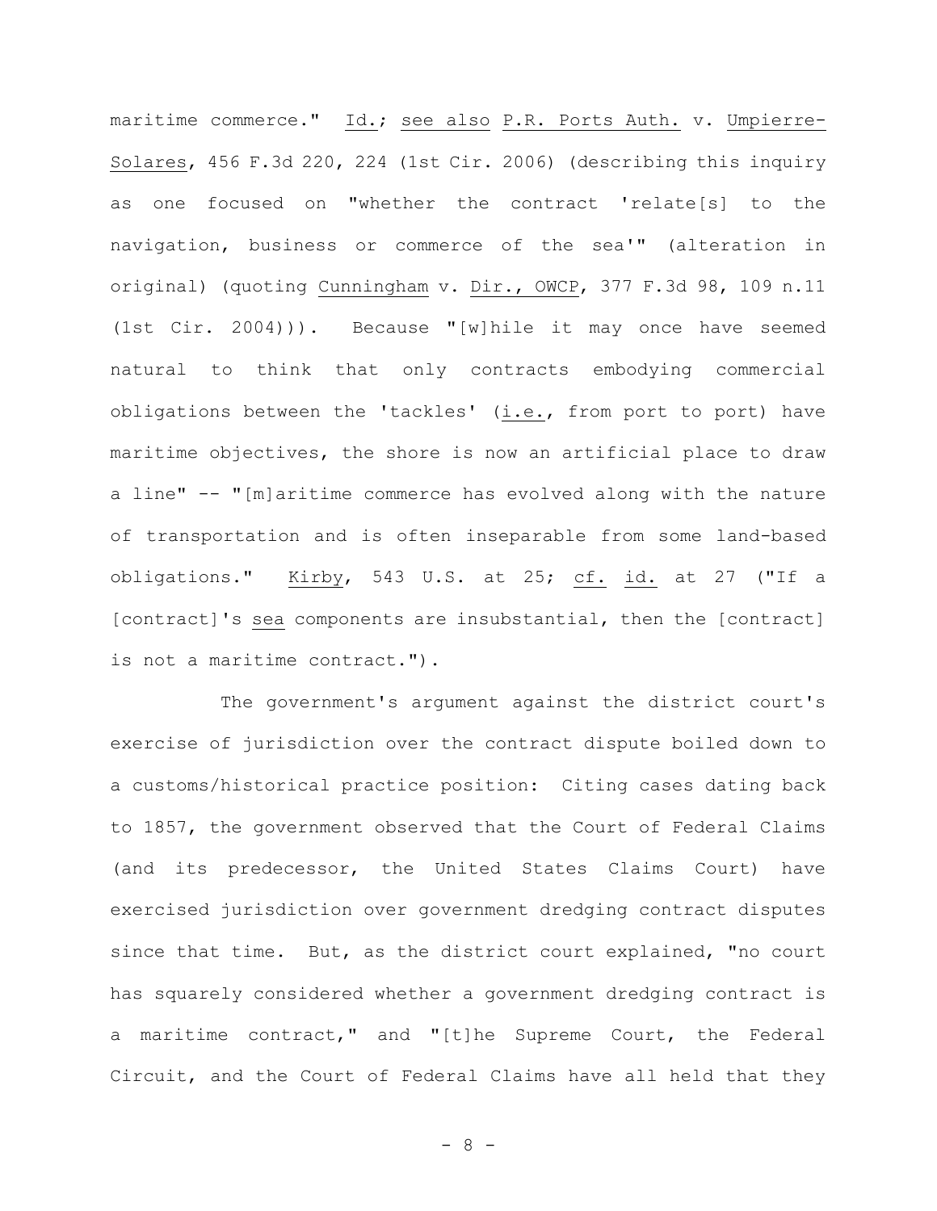maritime commerce." _Id._; _see also_ _P.R. Ports Auth._ v. _Umpierre-Solares_, 456 F.3d 220, 224 (1st Cir. 2006) (describing this inquiry as one focused on "whether the contract 'relate[s] to the navigation, business or commerce of the sea'" (alteration in original) (quoting _Cunningham_ v. _Dir., OWCP_, 377 F.3d 98, 109 n.11 (1st Cir. 2004))). Because "[w]hile it may once have seemed natural to think that only contracts embodying commercial obligations between the 'tackles' (_i.e._, from port to port) have maritime objectives, the shore is now an artificial place to draw a line" -- "[m]aritime commerce has evolved along with the nature of transportation and is often inseparable from some land-based obligations." _Kirby_, 543 U.S. at 25; _cf._ _id._ at 27 ("If a [contract]'s _sea_ components are insubstantial, then the [contract] is not a maritime contract.").

The government's argument against the district court's exercise of jurisdiction over the contract dispute boiled down to a customs/historical practice position: Citing cases dating back to 1857, the government observed that the Court of Federal Claims (and its predecessor, the United States Claims Court) have exercised jurisdiction over government dredging contract disputes since that time. But, as the district court explained, "no court has squarely considered whether a government dredging contract is a maritime contract," and "[t]he Supreme Court, the Federal Circuit, and the Court of Federal Claims have all held that they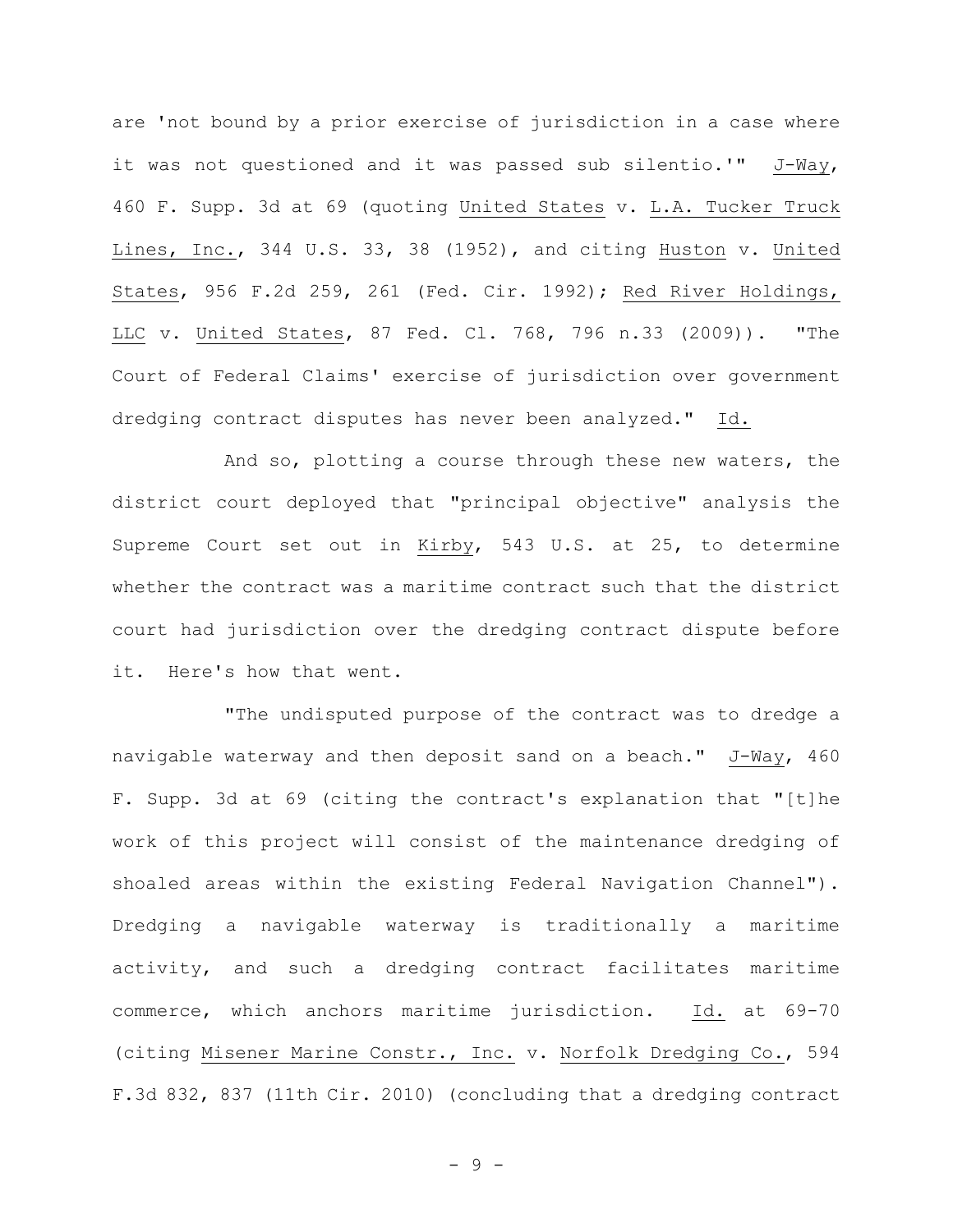are 'not bound by a prior exercise of jurisdiction in a case where it was not questioned and it was passed sub silentio.'" J-Way, 460 F. Supp. 3d at 69 (quoting United States v. L.A. Tucker Truck Lines, Inc., 344 U.S. 33, 38 (1952), and citing Huston v. United States, 956 F.2d 259, 261 (Fed. Cir. 1992); Red River Holdings, LLC v. United States, 87 Fed. Cl. 768, 796 n.33 (2009)). "The Court of Federal Claims' exercise of jurisdiction over government dredging contract disputes has never been analyzed." Id.

And so, plotting a course through these new waters, the district court deployed that "principal objective" analysis the Supreme Court set out in Kirby, 543 U.S. at 25, to determine whether the contract was a maritime contract such that the district court had jurisdiction over the dredging contract dispute before it. Here's how that went.

"The undisputed purpose of the contract was to dredge a navigable waterway and then deposit sand on a beach." J-Way, 460 F. Supp. 3d at 69 (citing the contract's explanation that "[t]he work of this project will consist of the maintenance dredging of shoaled areas within the existing Federal Navigation Channel"). Dredging a navigable waterway is traditionally a maritime activity, and such a dredging contract facilitates maritime commerce, which anchors maritime jurisdiction. Id. at 69-70 (citing Misener Marine Constr., Inc. v. Norfolk Dredging Co., 594 F.3d 832, 837 (11th Cir. 2010) (concluding that a dredging contract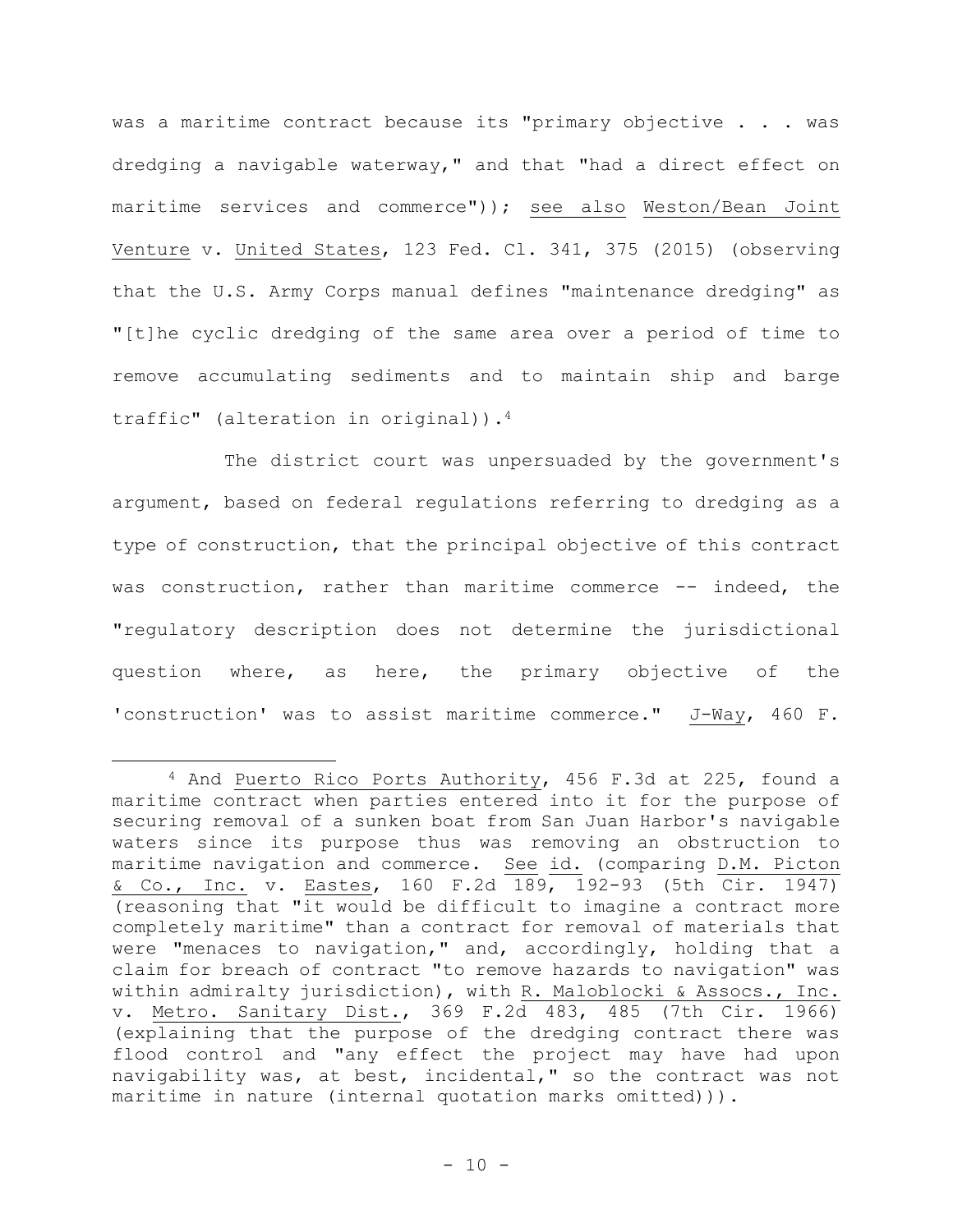was a maritime contract because its "primary objective . . . was dredging a navigable waterway," and that "had a direct effect on maritime services and commerce")); see also Weston/Bean Joint Venture v. United States, 123 Fed. Cl. 341, 375 (2015) (observing that the U.S. Army Corps manual defines "maintenance dredging" as "[t]he cyclic dredging of the same area over a period of time to remove accumulating sediments and to maintain ship and barge traffic" (alteration in original)).[4]

The district court was unpersuaded by the government's argument, based on federal regulations referring to dredging as a type of construction, that the principal objective of this contract was construction, rather than maritime commerce -- indeed, the "regulatory description does not determine the jurisdictional question where, as here, the primary objective of the 'construction' was to assist maritime commerce." J-Way, 460 F.

---

[4] And Puerto Rico Ports Authority, 456 F.3d at 225, found a maritime contract when parties entered into it for the purpose of securing removal of a sunken boat from San Juan Harbor's navigable waters since its purpose thus was removing an obstruction to maritime navigation and commerce. See id. (comparing D.M. Picton & Co., Inc. v. Eastes, 160 F.2d 189, 192-93 (5th Cir. 1947) (reasoning that "it would be difficult to imagine a contract more completely maritime" than a contract for removal of materials that were "menaces to navigation," and, accordingly, holding that a claim for breach of contract "to remove hazards to navigation" was within admiralty jurisdiction), with R. Maloblocki & Assocs., Inc. v. Metro. Sanitary Dist., 369 F.2d 483, 485 (7th Cir. 1966) (explaining that the purpose of the dredging contract there was flood control and "any effect the project may have had upon navigability was, at best, incidental," so the contract was not maritime in nature (internal quotation marks omitted))).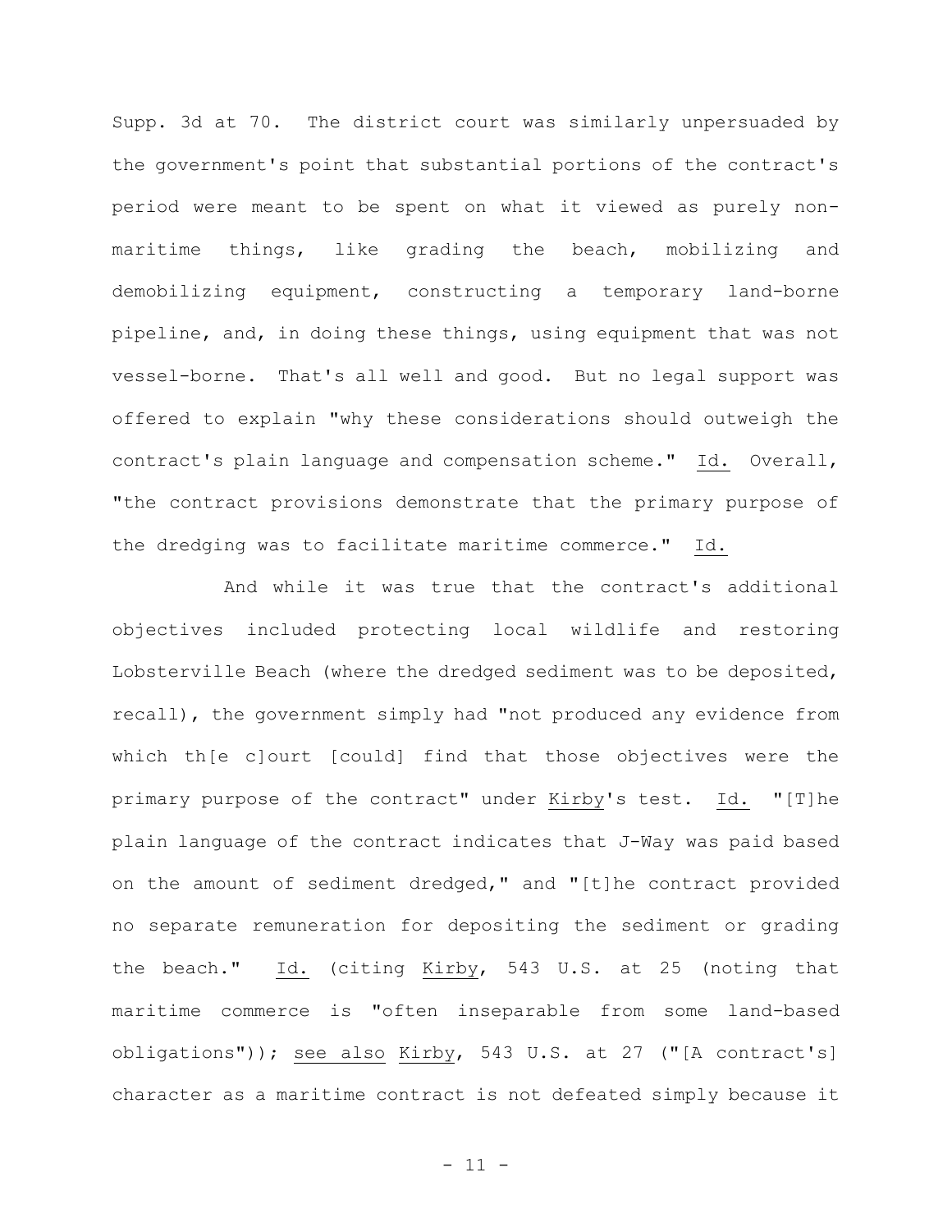Supp. 3d at 70. The district court was similarly unpersuaded by the government's point that substantial portions of the contract's period were meant to be spent on what it viewed as purely non-maritime things, like grading the beach, mobilizing and demobilizing equipment, constructing a temporary land-borne pipeline, and, in doing these things, using equipment that was not vessel-borne. That's all well and good. But no legal support was offered to explain "why these considerations should outweigh the contract's plain language and compensation scheme." Id. Overall, "the contract provisions demonstrate that the primary purpose of the dredging was to facilitate maritime commerce." Id.

And while it was true that the contract's additional objectives included protecting local wildlife and restoring Lobsterville Beach (where the dredged sediment was to be deposited, recall), the government simply had "not produced any evidence from which th[e c]ourt [could] find that those objectives were the primary purpose of the contract" under Kirby's test. Id. "[T]he plain language of the contract indicates that J-Way was paid based on the amount of sediment dredged," and "[t]he contract provided no separate remuneration for depositing the sediment or grading the beach." Id. (citing Kirby, 543 U.S. at 25 (noting that maritime commerce is "often inseparable from some land-based obligations")); see also Kirby, 543 U.S. at 27 ("[A contract's] character as a maritime contract is not defeated simply because it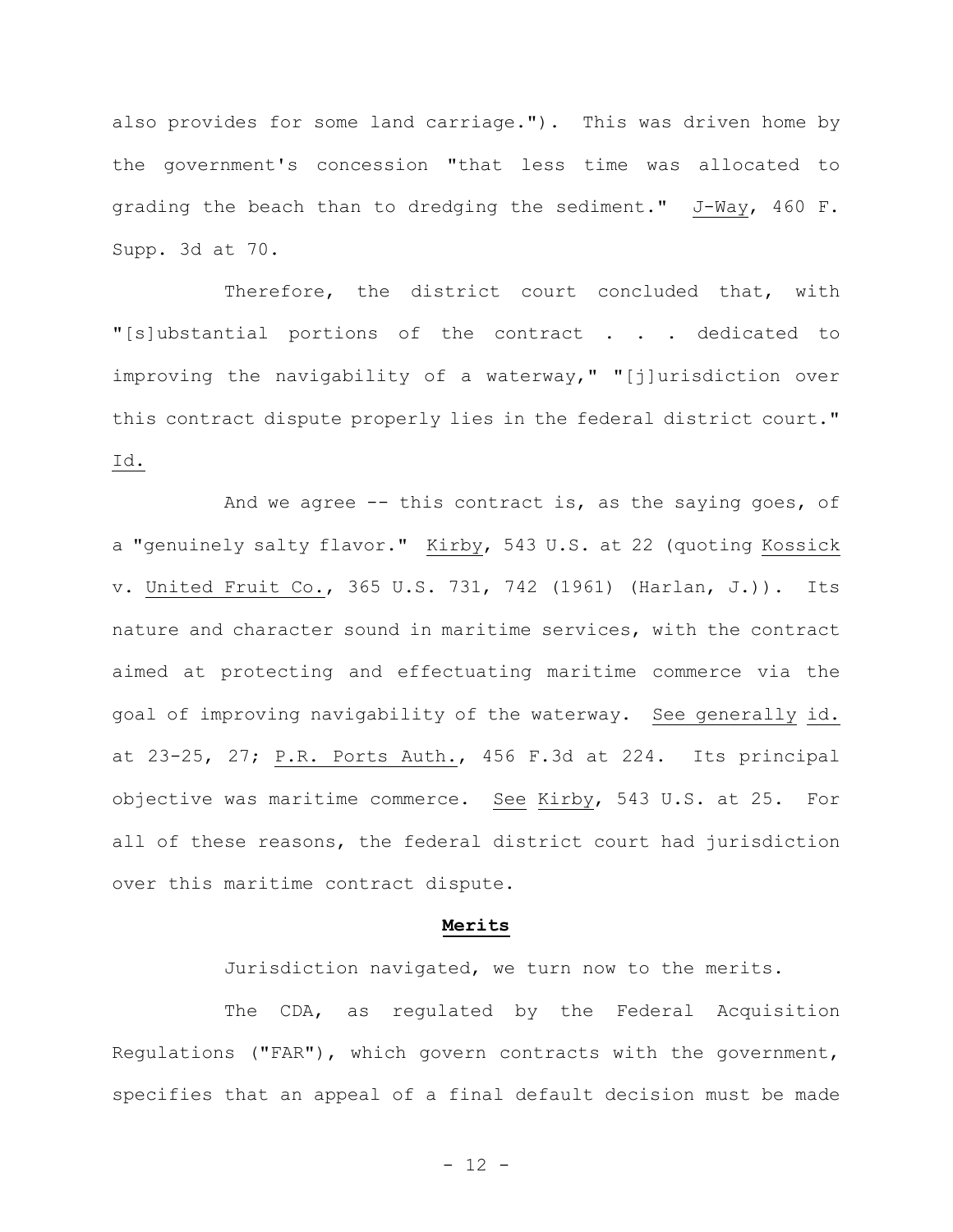also provides for some land carriage."). This was driven home by the government's concession "that less time was allocated to grading the beach than to dredging the sediment." J-Way, 460 F. Supp. 3d at 70.

Therefore, the district court concluded that, with "[s]ubstantial portions of the contract . . . dedicated to improving the navigability of a waterway," "[j]urisdiction over this contract dispute properly lies in the federal district court." Id.

And we agree -- this contract is, as the saying goes, of a "genuinely salty flavor." Kirby, 543 U.S. at 22 (quoting Kossick v. United Fruit Co., 365 U.S. 731, 742 (1961) (Harlan, J.)). Its nature and character sound in maritime services, with the contract aimed at protecting and effectuating maritime commerce via the goal of improving navigability of the waterway. See generally id. at 23-25, 27; P.R. Ports Auth., 456 F.3d at 224. Its principal objective was maritime commerce. See Kirby, 543 U.S. at 25. For all of these reasons, the federal district court had jurisdiction over this maritime contract dispute.

**Merits**

Jurisdiction navigated, we turn now to the merits.

The CDA, as regulated by the Federal Acquisition Regulations ("FAR"), which govern contracts with the government, specifies that an appeal of a final default decision must be made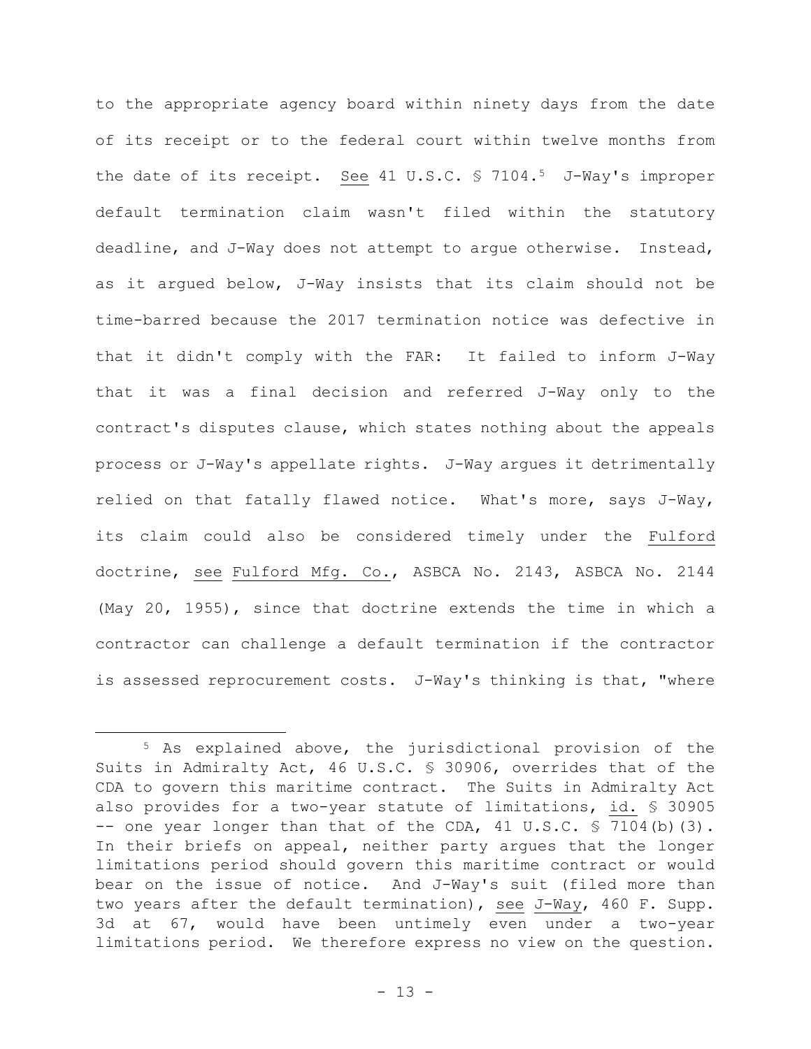to the appropriate agency board within ninety days from the date of its receipt or to the federal court within twelve months from the date of its receipt. See 41 U.S.C. § 7104.[5] J-Way's improper default termination claim wasn't filed within the statutory deadline, and J-Way does not attempt to argue otherwise. Instead, as it argued below, J-Way insists that its claim should not be time-barred because the 2017 termination notice was defective in that it didn't comply with the FAR: It failed to inform J-Way that it was a final decision and referred J-Way only to the contract's disputes clause, which states nothing about the appeals process or J-Way's appellate rights. J-Way argues it detrimentally relied on that fatally flawed notice. What's more, says J-Way, its claim could also be considered timely under the Fulford doctrine, see Fulford Mfg. Co., ASBCA No. 2143, ASBCA No. 2144 (May 20, 1955), since that doctrine extends the time in which a contractor can challenge a default termination if the contractor is assessed reprocurement costs. J-Way's thinking is that, "where

[5] As explained above, the jurisdictional provision of the Suits in Admiralty Act, 46 U.S.C. § 30906, overrides that of the CDA to govern this maritime contract. The Suits in Admiralty Act also provides for a two-year statute of limitations, id. § 30905 -- one year longer than that of the CDA, 41 U.S.C. § 7104(b)(3). In their briefs on appeal, neither party argues that the longer limitations period should govern this maritime contract or would bear on the issue of notice. And J-Way's suit (filed more than two years after the default termination), see J-Way, 460 F. Supp. 3d at 67, would have been untimely even under a two-year limitations period. We therefore express no view on the question.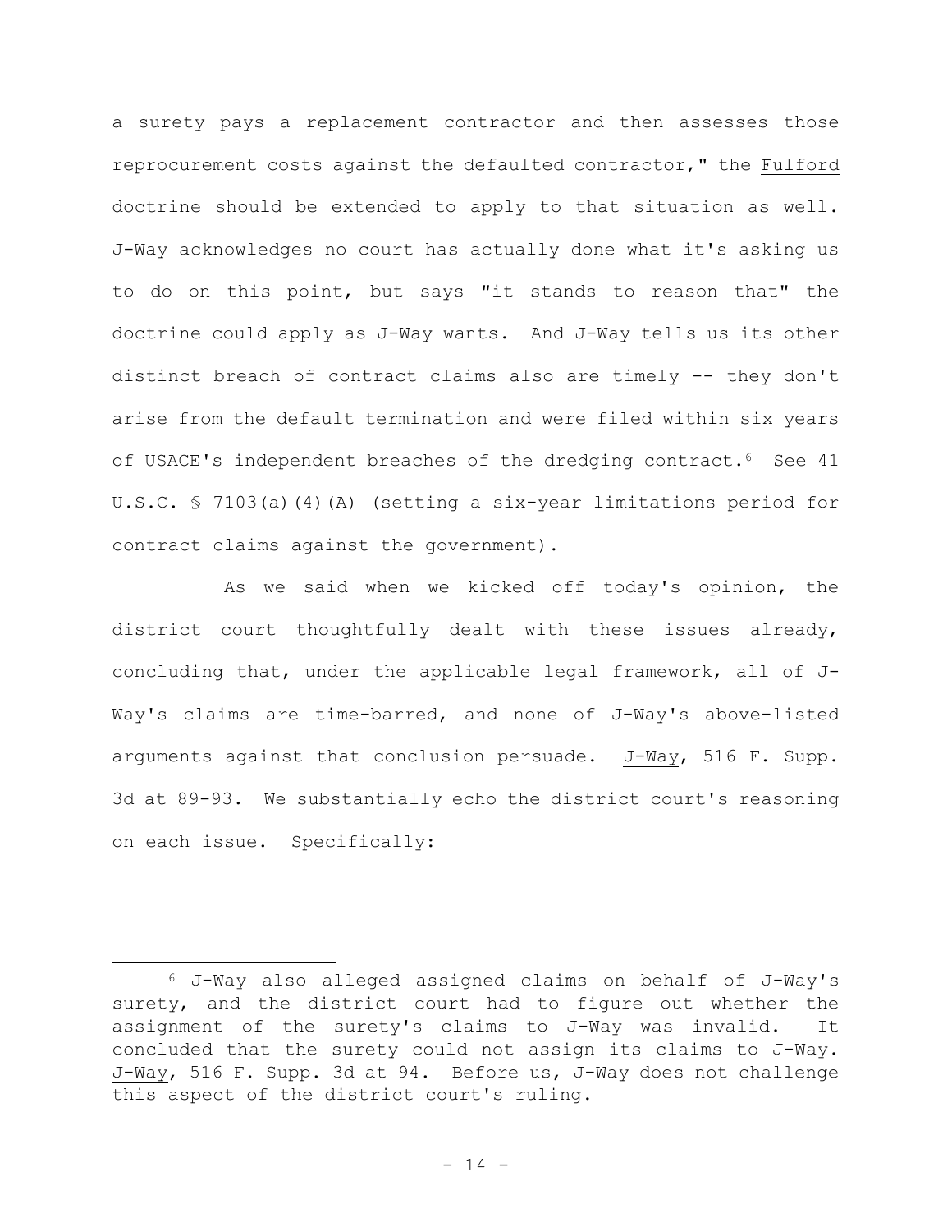a surety pays a replacement contractor and then assesses those reprocurement costs against the defaulted contractor," the Fulford doctrine should be extended to apply to that situation as well. J-Way acknowledges no court has actually done what it's asking us to do on this point, but says "it stands to reason that" the doctrine could apply as J-Way wants. And J-Way tells us its other distinct breach of contract claims also are timely -- they don't arise from the default termination and were filed within six years of USACE's independent breaches of the dredging contract.[6] See 41 U.S.C. § 7103(a)(4)(A) (setting a six-year limitations period for contract claims against the government).

As we said when we kicked off today's opinion, the district court thoughtfully dealt with these issues already, concluding that, under the applicable legal framework, all of J-Way's claims are time-barred, and none of J-Way's above-listed arguments against that conclusion persuade. J-Way, 516 F. Supp. 3d at 89-93. We substantially echo the district court's reasoning on each issue. Specifically:

---

[6] J-Way also alleged assigned claims on behalf of J-Way's surety, and the district court had to figure out whether the assignment of the surety's claims to J-Way was invalid. It concluded that the surety could not assign its claims to J-Way. J-Way, 516 F. Supp. 3d at 94. Before us, J-Way does not challenge this aspect of the district court's ruling.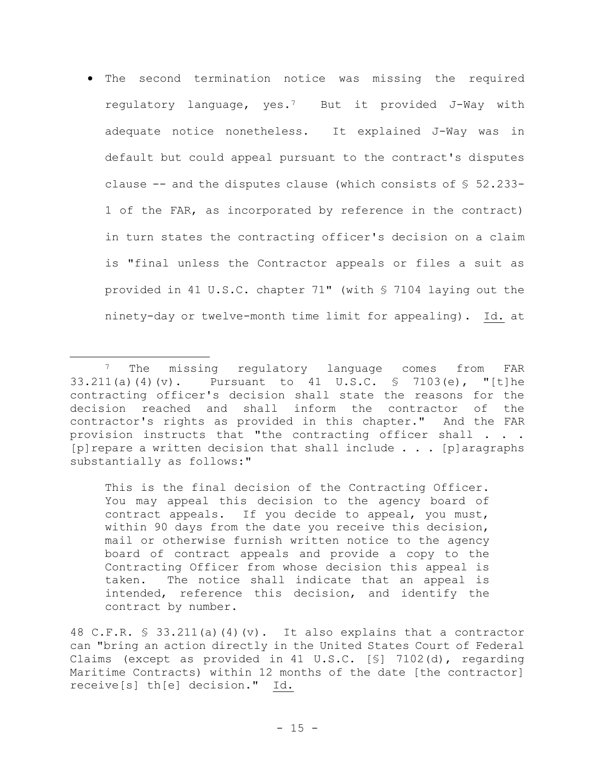- The second termination notice was missing the required regulatory language, yes.[7] But it provided J-Way with adequate notice nonetheless. It explained J-Way was in default but could appeal pursuant to the contract's disputes clause -- and the disputes clause (which consists of § 52.233-1 of the FAR, as incorporated by reference in the contract) in turn states the contracting officer's decision on a claim is "final unless the Contractor appeals or files a suit as provided in 41 U.S.C. chapter 71" (with § 7104 laying out the ninety-day or twelve-month time limit for appealing). Id. at

---

[7] The missing regulatory language comes from FAR 33.211(a)(4)(v). Pursuant to 41 U.S.C. § 7103(e), "[t]he contracting officer's decision shall state the reasons for the decision reached and shall inform the contractor of the contractor's rights as provided in this chapter." And the FAR provision instructs that "the contracting officer shall . . . [p]repare a written decision that shall include . . . [p]aragraphs substantially as follows:"

> This is the final decision of the Contracting Officer. You may appeal this decision to the agency board of contract appeals. If you decide to appeal, you must, within 90 days from the date you receive this decision, mail or otherwise furnish written notice to the agency board of contract appeals and provide a copy to the Contracting Officer from whose decision this appeal is taken. The notice shall indicate that an appeal is intended, reference this decision, and identify the contract by number.

48 C.F.R. § 33.211(a)(4)(v). It also explains that a contractor can "bring an action directly in the United States Court of Federal Claims (except as provided in 41 U.S.C. [§] 7102(d), regarding Maritime Contracts) within 12 months of the date [the contractor] receive[s] th[e] decision." Id.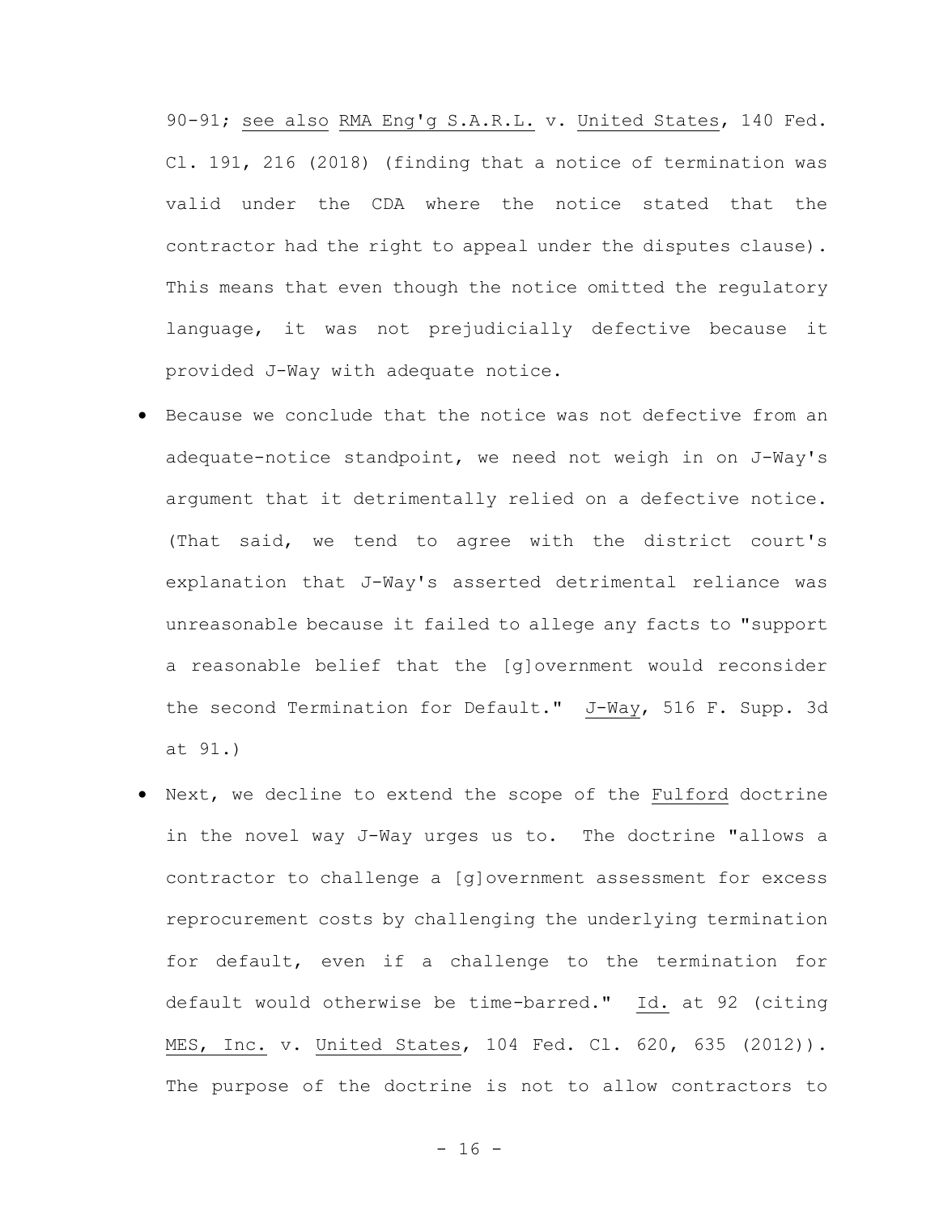90-91; _see also_ _RMA Eng'g S.A.R.L._ v. _United States_, 140 Fed. Cl. 191, 216 (2018) (finding that a notice of termination was valid under the CDA where the notice stated that the contractor had the right to appeal under the disputes clause). This means that even though the notice omitted the regulatory language, it was not prejudicially defective because it provided J-Way with adequate notice.

- Because we conclude that the notice was not defective from an adequate-notice standpoint, we need not weigh in on J-Way's argument that it detrimentally relied on a defective notice. (That said, we tend to agree with the district court's explanation that J-Way's asserted detrimental reliance was unreasonable because it failed to allege any facts to "support a reasonable belief that the [g]overnment would reconsider the second Termination for Default." _J-Way_, 516 F. Supp. 3d at 91.)
- Next, we decline to extend the scope of the _Fulford_ doctrine in the novel way J-Way urges us to. The doctrine "allows a contractor to challenge a [g]overnment assessment for excess reprocurement costs by challenging the underlying termination for default, even if a challenge to the termination for default would otherwise be time-barred." _Id._ at 92 (citing _MES, Inc._ v. _United States_, 104 Fed. Cl. 620, 635 (2012)). The purpose of the doctrine is not to allow contractors to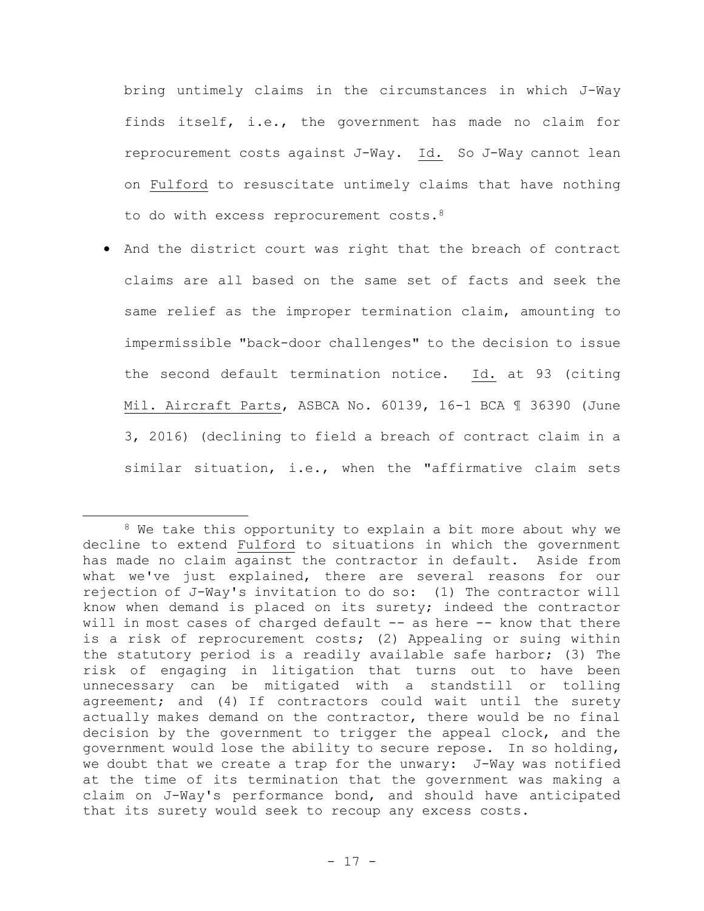bring untimely claims in the circumstances in which J-Way finds itself, i.e., the government has made no claim for reprocurement costs against J-Way. Id. So J-Way cannot lean on Fulford to resuscitate untimely claims that have nothing to do with excess reprocurement costs.[8]

- And the district court was right that the breach of contract claims are all based on the same set of facts and seek the same relief as the improper termination claim, amounting to impermissible "back-door challenges" to the decision to issue the second default termination notice. Id. at 93 (citing Mil. Aircraft Parts, ASBCA No. 60139, 16-1 BCA ¶ 36390 (June 3, 2016) (declining to field a breach of contract claim in a similar situation, i.e., when the "affirmative claim sets

---

[8] We take this opportunity to explain a bit more about why we decline to extend Fulford to situations in which the government has made no claim against the contractor in default. Aside from what we've just explained, there are several reasons for our rejection of J-Way's invitation to do so: (1) The contractor will know when demand is placed on its surety; indeed the contractor will in most cases of charged default -- as here -- know that there is a risk of reprocurement costs; (2) Appealing or suing within the statutory period is a readily available safe harbor; (3) The risk of engaging in litigation that turns out to have been unnecessary can be mitigated with a standstill or tolling agreement; and (4) If contractors could wait until the surety actually makes demand on the contractor, there would be no final decision by the government to trigger the appeal clock, and the government would lose the ability to secure repose. In so holding, we doubt that we create a trap for the unwary: J-Way was notified at the time of its termination that the government was making a claim on J-Way's performance bond, and should have anticipated that its surety would seek to recoup any excess costs.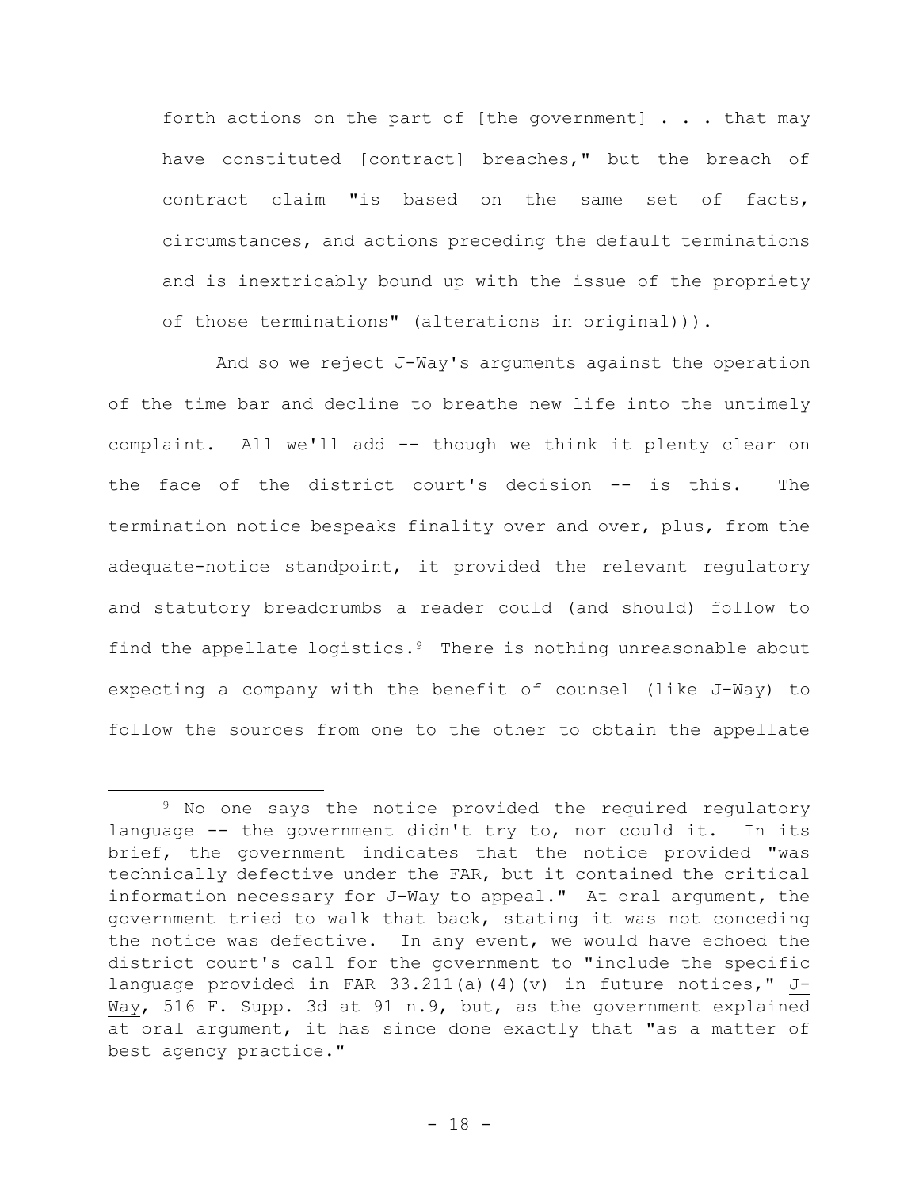forth actions on the part of [the government] . . . that may have constituted [contract] breaches," but the breach of contract claim "is based on the same set of facts, circumstances, and actions preceding the default terminations and is inextricably bound up with the issue of the propriety of those terminations" (alterations in original))).

And so we reject J-Way's arguments against the operation of the time bar and decline to breathe new life into the untimely complaint. All we'll add -- though we think it plenty clear on the face of the district court's decision -- is this. The termination notice bespeaks finality over and over, plus, from the adequate-notice standpoint, it provided the relevant regulatory and statutory breadcrumbs a reader could (and should) follow to find the appellate logistics.[9] There is nothing unreasonable about expecting a company with the benefit of counsel (like J-Way) to follow the sources from one to the other to obtain the appellate

---

[9] No one says the notice provided the required regulatory language -- the government didn't try to, nor could it. In its brief, the government indicates that the notice provided "was technically defective under the FAR, but it contained the critical information necessary for J-Way to appeal." At oral argument, the government tried to walk that back, stating it was not conceding the notice was defective. In any event, we would have echoed the district court's call for the government to "include the specific language provided in FAR 33.211(a)(4)(v) in future notices," J-Way, 516 F. Supp. 3d at 91 n.9, but, as the government explained at oral argument, it has since done exactly that "as a matter of best agency practice."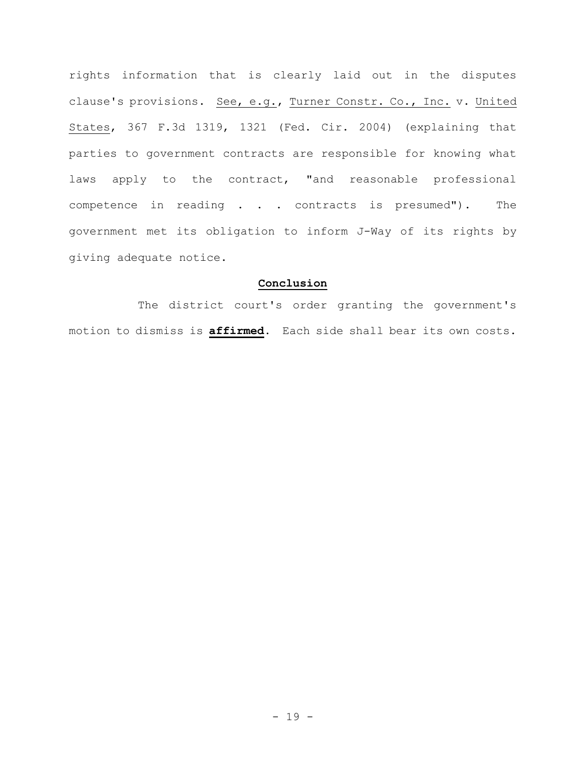rights information that is clearly laid out in the disputes clause's provisions. See, e.g., Turner Constr. Co., Inc. v. United States, 367 F.3d 1319, 1321 (Fed. Cir. 2004) (explaining that parties to government contracts are responsible for knowing what laws apply to the contract, "and reasonable professional competence in reading . . . contracts is presumed"). The government met its obligation to inform J-Way of its rights by giving adequate notice.

## Conclusion

The district court's order granting the government's motion to dismiss is **affirmed**. Each side shall bear its own costs.